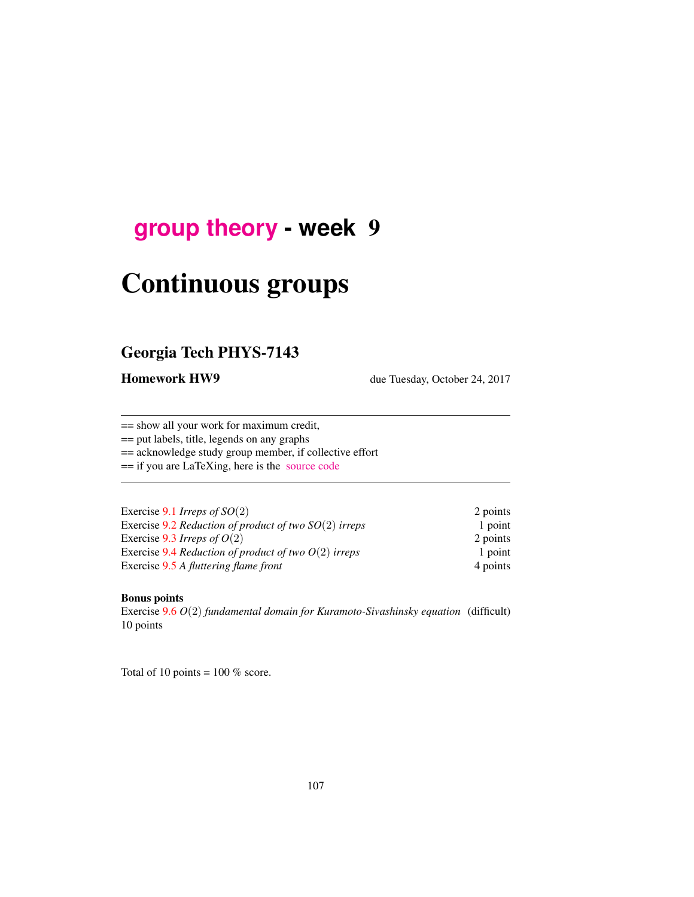# group theory - week 9

# Continuous groups

## Georgia Tech PHYS-7143

**Homework HW9** due Tuesday, October 24, 2017

---

== show all your work for maximum credit,
== put labels, title, legends on any graphs
== acknowledge study group member, if collective effort
== if you are LaTeXing, here is the source code

---

| | |
|---|---|
| Exercise 9.1 *Irreps of* $SO(2)$ | 2 points |
| Exercise 9.2 *Reduction of product of two* $SO(2)$ *irreps* | 1 point |
| Exercise 9.3 *Irreps of* $O(2)$ | 2 points |
| Exercise 9.4 *Reduction of product of two* $O(2)$ *irreps* | 1 point |
| Exercise 9.5 *A fluttering flame front* | 4 points |

**Bonus points**
Exercise 9.6 $O(2)$ *fundamental domain for Kuramoto-Sivashinsky equation* (difficult) 10 points

Total of 10 points = 100 % score.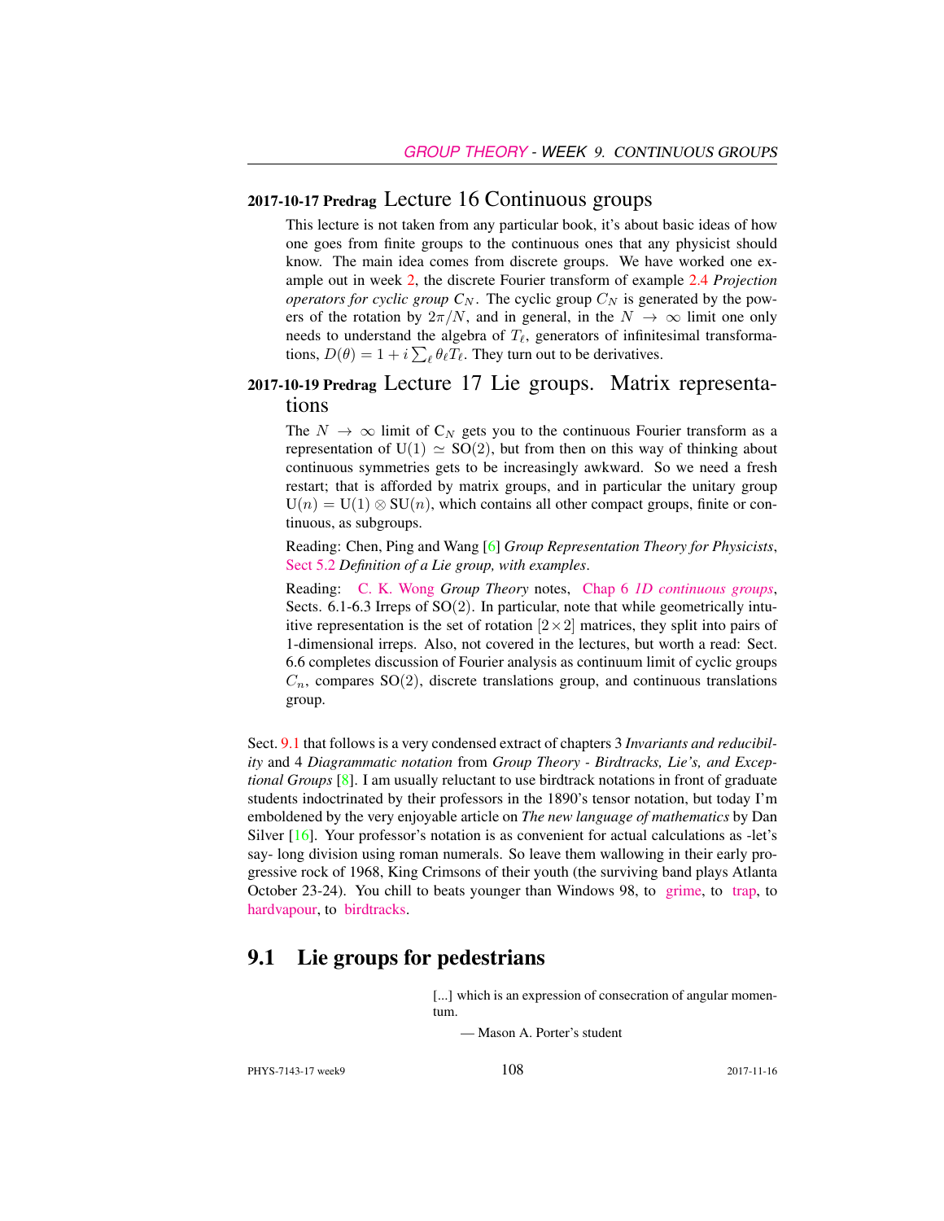### 2017-10-17 Predrag Lecture 16 Continuous groups

This lecture is not taken from any particular book, it's about basic ideas of how one goes from finite groups to the continuous ones that any physicist should know. The main idea comes from discrete groups. We have worked one example out in week 2, the discrete Fourier transform of example 2.4 *Projection operators for cyclic group $C_N$*. The cyclic group $C_N$ is generated by the powers of the rotation by $2\pi/N$, and in general, in the $N \to \infty$ limit one only needs to understand the algebra of $T_\ell$, generators of infinitesimal transformations, $D(\theta) = 1 + i\sum_\ell \theta_\ell T_\ell$. They turn out to be derivatives.

### 2017-10-19 Predrag Lecture 17 Lie groups. Matrix representations

The $N \to \infty$ limit of $C_N$ gets you to the continuous Fourier transform as a representation of $U(1) \simeq SO(2)$, but from then on this way of thinking about continuous symmetries gets to be increasingly awkward. So we need a fresh restart; that is afforded by matrix groups, and in particular the unitary group $U(n) = U(1) \otimes SU(n)$, which contains all other compact groups, finite or continuous, as subgroups.

Reading: Chen, Ping and Wang [6] *Group Representation Theory for Physicists*, Sect 5.2 *Definition of a Lie group, with examples*.

Reading: C. K. Wong *Group Theory* notes, Chap 6 *1D continuous groups*, Sects. 6.1-6.3 Irreps of SO(2). In particular, note that while geometrically intuitive representation is the set of rotation $[2\times2]$ matrices, they split into pairs of 1-dimensional irreps. Also, not covered in the lectures, but worth a read: Sect. 6.6 completes discussion of Fourier analysis as continuum limit of cyclic groups $C_n$, compares SO(2), discrete translations group, and continuous translations group.

Sect. 9.1 that follows is a very condensed extract of chapters 3 *Invariants and reducibility* and 4 *Diagrammatic notation* from *Group Theory - Birdtracks, Lie's, and Exceptional Groups* [8]. I am usually reluctant to use birdtrack notations in front of graduate students indoctrinated by their professors in the 1890's tensor notation, but today I'm emboldened by the very enjoyable article on *The new language of mathematics* by Dan Silver [16]. Your professor's notation is as convenient for actual calculations as -let's say- long division using roman numerals. So leave them wallowing in their early progressive rock of 1968, King Crimsons of their youth (the surviving band plays Atlanta October 23-24). You chill to beats younger than Windows 98, to grime, to trap, to hardvapour, to birdtracks.

## 9.1 Lie groups for pedestrians

> [...] which is an expression of consecration of angular momentum.
>
> — Mason A. Porter's student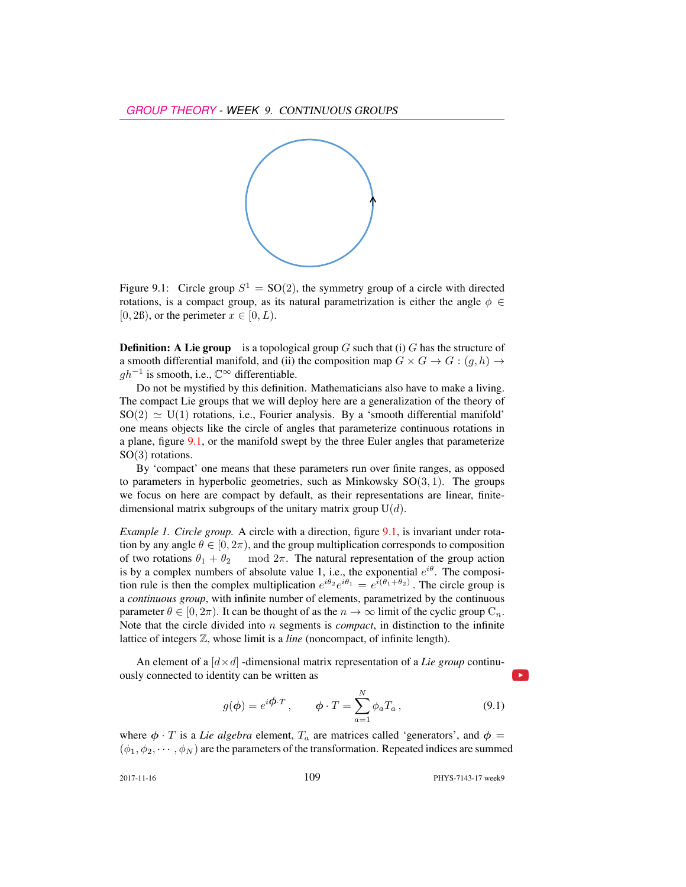Figure 9.1: Circle group $S^1 = \mathrm{SO}(2)$, the symmetry group of a circle with directed rotations, is a compact group, as its natural parametrization is either the angle $\phi \in [0, 2ß)$, or the perimeter $x \in [0, L)$.

**Definition: A Lie group** is a topological group $G$ such that (i) $G$ has the structure of a smooth differential manifold, and (ii) the composition map $G \times G \to G : (g, h) \to gh^{-1}$ is smooth, i.e., $\mathbb{C}^\infty$ differentiable.

Do not be mystified by this definition. Mathematicians also have to make a living. The compact Lie groups that we will deploy here are a generalization of the theory of $\mathrm{SO}(2) \simeq \mathrm{U}(1)$ rotations, i.e., Fourier analysis. By a 'smooth differential manifold' one means objects like the circle of angles that parameterize continuous rotations in a plane, figure 9.1, or the manifold swept by the three Euler angles that parameterize $\mathrm{SO}(3)$ rotations.

By 'compact' one means that these parameters run over finite ranges, as opposed to parameters in hyperbolic geometries, such as Minkowsky $\mathrm{SO}(3, 1)$. The groups we focus on here are compact by default, as their representations are linear, finite-dimensional matrix subgroups of the unitary matrix group $\mathrm{U}(d)$.

*Example 1. Circle group.* A circle with a direction, figure 9.1, is invariant under rotation by any angle $\theta \in [0, 2\pi)$, and the group multiplication corresponds to composition of two rotations $\theta_1 + \theta_2 \mod 2\pi$. The natural representation of the group action is by a complex numbers of absolute value 1, i.e., the exponential $e^{i\theta}$. The composition rule is then the complex multiplication $e^{i\theta_2} e^{i\theta_1} = e^{i(\theta_1+\theta_2)}$. The circle group is a *continuous group*, with infinite number of elements, parametrized by the continuous parameter $\theta \in [0, 2\pi)$. It can be thought of as the $n \to \infty$ limit of the cyclic group $\mathrm{C}_n$. Note that the circle divided into $n$ segments is *compact*, in distinction to the infinite lattice of integers $\mathbb{Z}$, whose limit is a *line* (noncompact, of infinite length).

An element of a $[d\times d]$ -dimensional matrix representation of a *Lie group* continuously connected to identity can be written as

$$g(\boldsymbol{\phi}) = e^{i\boldsymbol{\phi}\cdot T}\,, \qquad \boldsymbol{\phi}\cdot T = \sum_{a=1}^{N} \phi_a T_a\,, \tag{9.1}$$

where $\boldsymbol{\phi}\cdot T$ is a *Lie algebra* element, $T_a$ are matrices called 'generators', and $\boldsymbol{\phi} = (\phi_1, \phi_2, \cdots, \phi_N)$ are the parameters of the transformation. Repeated indices are summed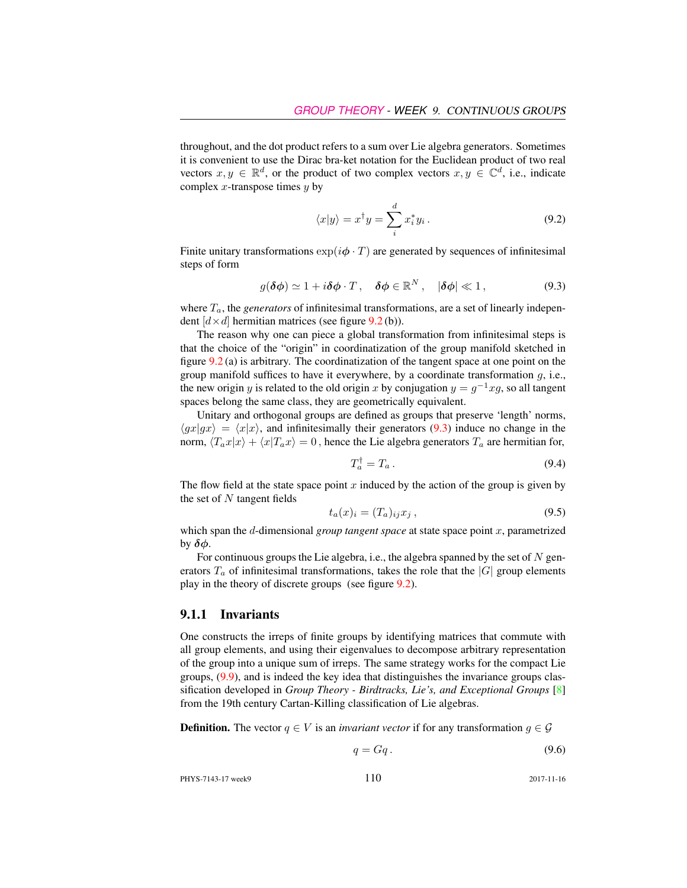throughout, and the dot product refers to a sum over Lie algebra generators. Sometimes it is convenient to use the Dirac bra-ket notation for the Euclidean product of two real vectors $x, y \in \mathbb{R}^d$, or the product of two complex vectors $x, y \in \mathbb{C}^d$, i.e., indicate complex $x$-transpose times $y$ by

$$\langle x|y\rangle = x^\dagger y = \sum_i^d x_i^* y_i \,. \tag{9.2}$$

Finite unitary transformations $\exp(i\boldsymbol{\phi} \cdot T)$ are generated by sequences of infinitesimal steps of form

$$g(\boldsymbol{\delta\phi}) \simeq 1 + i\boldsymbol{\delta\phi} \cdot T \,, \quad \boldsymbol{\delta\phi} \in \mathbb{R}^N \,, \quad |\boldsymbol{\delta\phi}| \ll 1 \,, \tag{9.3}$$

where $T_a$, the *generators* of infinitesimal transformations, are a set of linearly independent $[d \times d]$ hermitian matrices (see figure 9.2 (b)).

The reason why one can piece a global transformation from infinitesimal steps is that the choice of the "origin" in coordinatization of the group manifold sketched in figure 9.2 (a) is arbitrary. The coordinatization of the tangent space at one point on the group manifold suffices to have it everywhere, by a coordinate transformation $g$, i.e., the new origin $y$ is related to the old origin $x$ by conjugation $y = g^{-1}xg$, so all tangent spaces belong the same class, they are geometrically equivalent.

Unitary and orthogonal groups are defined as groups that preserve 'length' norms, $\langle gx|gx\rangle = \langle x|x\rangle$, and infinitesimally their generators (9.3) induce no change in the norm, $\langle T_a x|x\rangle + \langle x|T_a x\rangle = 0$ , hence the Lie algebra generators $T_a$ are hermitian for,

$$T_a^\dagger = T_a \,. \tag{9.4}$$

The flow field at the state space point $x$ induced by the action of the group is given by the set of $N$ tangent fields

$$t_a(x)_i = (T_a)_{ij} x_j \,, \tag{9.5}$$

which span the $d$-dimensional *group tangent space* at state space point $x$, parametrized by $\boldsymbol{\delta\phi}$.

For continuous groups the Lie algebra, i.e., the algebra spanned by the set of $N$ generators $T_a$ of infinitesimal transformations, takes the role that the $|G|$ group elements play in the theory of discrete groups (see figure 9.2).

### 9.1.1 Invariants

One constructs the irreps of finite groups by identifying matrices that commute with all group elements, and using their eigenvalues to decompose arbitrary representation of the group into a unique sum of irreps. The same strategy works for the compact Lie groups, (9.9), and is indeed the key idea that distinguishes the invariance groups classification developed in *Group Theory - Birdtracks, Lie's, and Exceptional Groups* [8] from the 19th century Cartan-Killing classification of Lie algebras.

**Definition.** The vector $q \in V$ is an *invariant vector* if for any transformation $g \in \mathcal{G}$

$$q = Gq \,. \tag{9.6}$$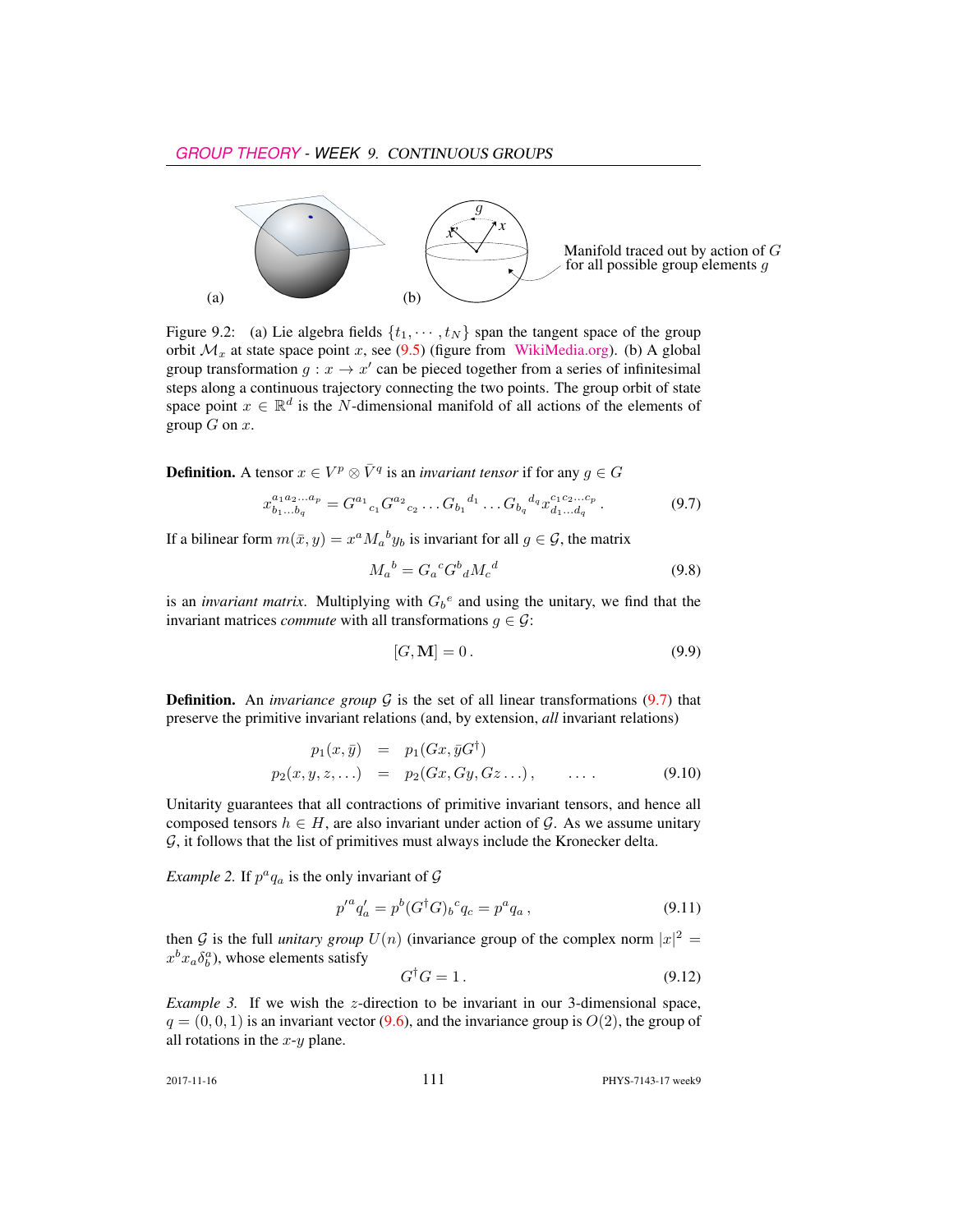Manifold traced out by action of $G$ for all possible group elements $g$

(a) (b)

Figure 9.2: (a) Lie algebra fields $\{t_1, \cdots, t_N\}$ span the tangent space of the group orbit $\mathcal{M}_x$ at state space point $x$, see (9.5) (figure from WikiMedia.org). (b) A global group transformation $g : x \to x'$ can be pieced together from a series of infinitesimal steps along a continuous trajectory connecting the two points. The group orbit of state space point $x \in \mathbb{R}^d$ is the $N$-dimensional manifold of all actions of the elements of group $G$ on $x$.

**Definition.** A tensor $x \in V^p \otimes \bar{V}^q$ is an *invariant tensor* if for any $g \in G$

$$x^{a_1 a_2 \ldots a_p}_{b_1 \ldots b_q} = G^{a_1}{}_{c_1} G^{a_2}{}_{c_2} \ldots G_{b_1}{}^{d_1} \ldots G_{b_q}{}^{d_q} x^{c_1 c_2 \ldots c_p}_{d_1 \ldots d_q} \,. \tag{9.7}$$

If a bilinear form $m(\bar{x}, y) = x^a M_a{}^b y_b$ is invariant for all $g \in \mathcal{G}$, the matrix

$$M_a{}^b = G_a{}^c G^b{}_d M_c{}^d \tag{9.8}$$

is an *invariant matrix*. Multiplying with $G_b{}^e$ and using the unitary, we find that the invariant matrices *commute* with all transformations $g \in \mathcal{G}$:

$$[G, \mathbf{M}] = 0 \,. \tag{9.9}$$

**Definition.** An *invariance group* $\mathcal{G}$ is the set of all linear transformations (9.7) that preserve the primitive invariant relations (and, by extension, *all* invariant relations)

$$\begin{aligned} p_1(x, \bar{y}) &= p_1(Gx, \bar{y}G^\dagger) \\ p_2(x, y, z, \ldots) &= p_2(Gx, Gy, Gz \ldots) \,, \qquad \ldots \,. \end{aligned} \tag{9.10}$$

Unitarity guarantees that all contractions of primitive invariant tensors, and hence all composed tensors $h \in H$, are also invariant under action of $\mathcal{G}$. As we assume unitary $\mathcal{G}$, it follows that the list of primitives must always include the Kronecker delta.

*Example 2.* If $p^a q_a$ is the only invariant of $\mathcal{G}$

$$p'^a q'_a = p^b (G^\dagger G)_b{}^c q_c = p^a q_a \,, \tag{9.11}$$

then $\mathcal{G}$ is the full *unitary group* $U(n)$ (invariance group of the complex norm $|x|^2 = x^b x_a \delta^a_b$), whose elements satisfy

$$G^\dagger G = 1 \,. \tag{9.12}$$

*Example 3.* If we wish the $z$-direction to be invariant in our 3-dimensional space, $q = (0, 0, 1)$ is an invariant vector (9.6), and the invariance group is $O(2)$, the group of all rotations in the $x$-$y$ plane.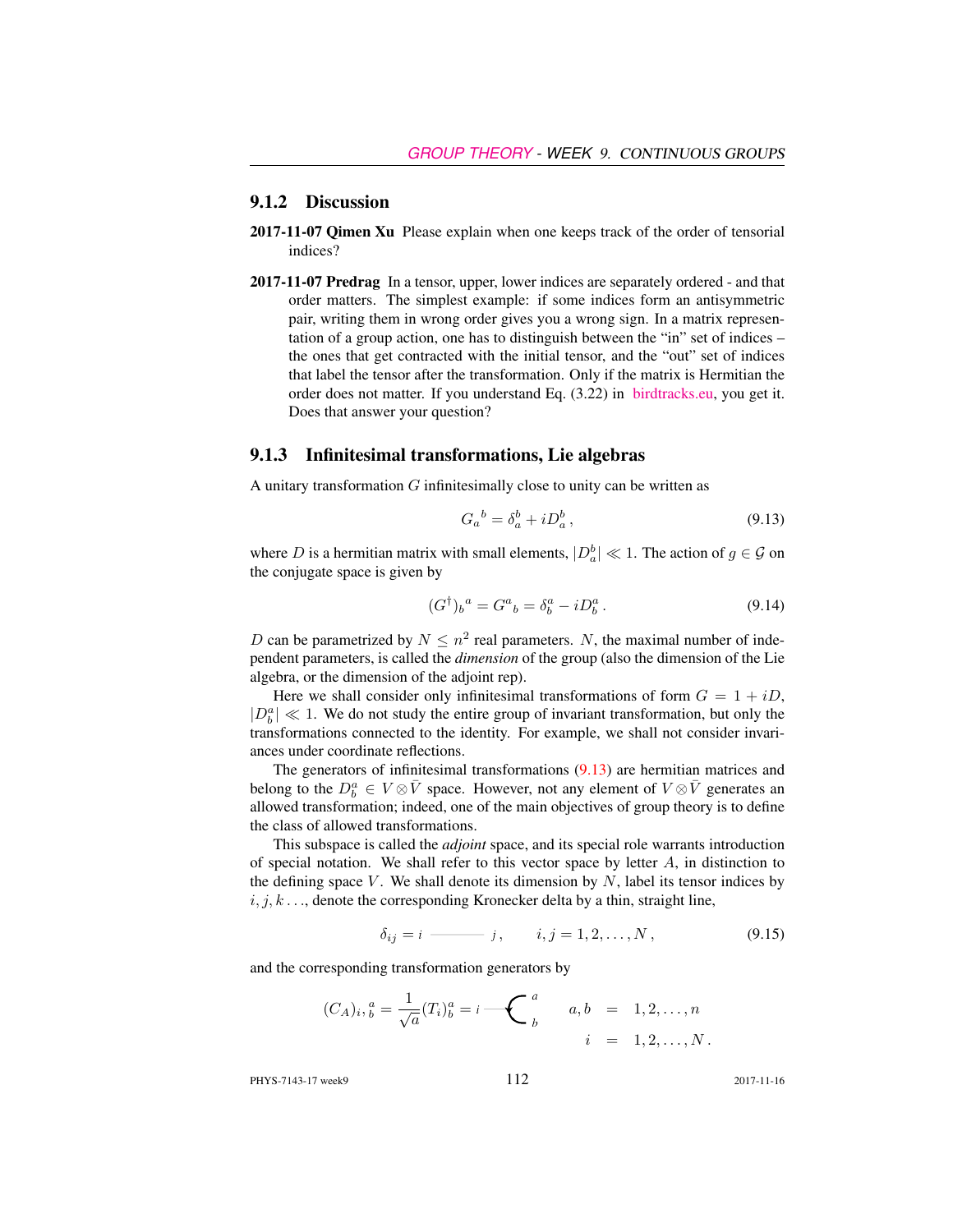### 9.1.2 Discussion

**2017-11-07 Qimen Xu** Please explain when one keeps track of the order of tensorial indices?

**2017-11-07 Predrag** In a tensor, upper, lower indices are separately ordered - and that order matters. The simplest example: if some indices form an antisymmetric pair, writing them in wrong order gives you a wrong sign. In a matrix representation of a group action, one has to distinguish between the "in" set of indices – the ones that get contracted with the initial tensor, and the "out" set of indices that label the tensor after the transformation. Only if the matrix is Hermitian the order does not matter. If you understand Eq. (3.22) in birdtracks.eu, you get it. Does that answer your question?

### 9.1.3 Infinitesimal transformations, Lie algebras

A unitary transformation $G$ infinitesimally close to unity can be written as

$$G_a{}^b = \delta_a^b + iD_a^b \,, \tag{9.13}$$

where $D$ is a hermitian matrix with small elements, $|D_a^b| \ll 1$. The action of $g \in \mathcal{G}$ on the conjugate space is given by

$$(G^\dagger)_b{}^a = G^a{}_b = \delta_b^a - iD_b^a \,. \tag{9.14}$$

$D$ can be parametrized by $N \leq n^2$ real parameters. $N$, the maximal number of independent parameters, is called the *dimension* of the group (also the dimension of the Lie algebra, or the dimension of the adjoint rep).

Here we shall consider only infinitesimal transformations of form $G = 1 + iD$, $|D_b^a| \ll 1$. We do not study the entire group of invariant transformation, but only the transformations connected to the identity. For example, we shall not consider invariances under coordinate reflections.

The generators of infinitesimal transformations (9.13) are hermitian matrices and belong to the $D_b^a \in V \otimes \bar{V}$ space. However, not any element of $V \otimes \bar{V}$ generates an allowed transformation; indeed, one of the main objectives of group theory is to define the class of allowed transformations.

This subspace is called the *adjoint* space, and its special role warrants introduction of special notation. We shall refer to this vector space by letter $A$, in distinction to the defining space $V$. We shall denote its dimension by $N$, label its tensor indices by $i, j, k \ldots$, denote the corresponding Kronecker delta by a thin, straight line,

$$\delta_{ij} = i \;\text{———}\; j \,, \qquad i, j = 1, 2, \ldots, N \,, \tag{9.15}$$

and the corresponding transformation generators by

$$(C_A)_{i,}{}^a_b = \frac{1}{\sqrt{a}} (T_i)^a_b = i \text{—}\!\!\!\langle {}^a_b \qquad \begin{aligned} a, b &= 1, 2, \ldots, n \\ i &= 1, 2, \ldots, N \,. \end{aligned}$$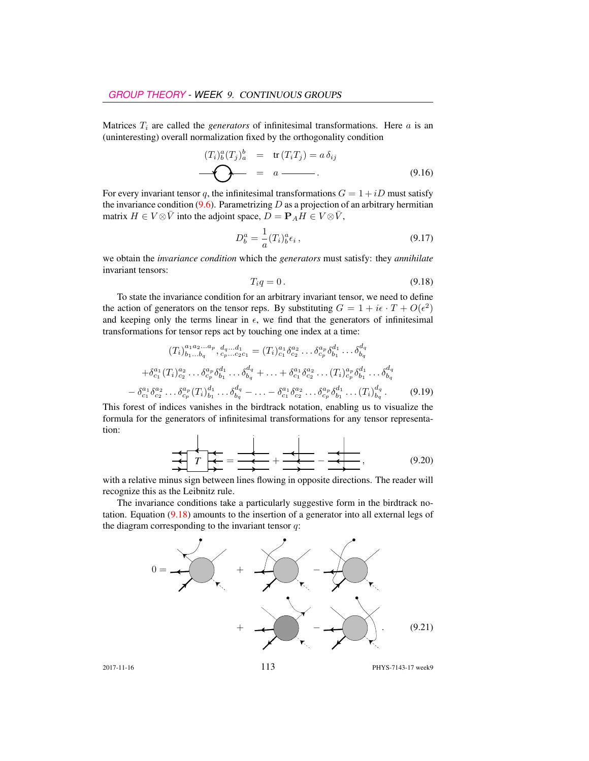Matrices $T_i$ are called the *generators* of infinitesimal transformations. Here $a$ is an (uninteresting) overall normalization fixed by the orthogonality condition

$$
\begin{aligned}
(T_i)^a_b (T_j)^b_a &= \text{tr}\,(T_i T_j) = a\,\delta_{ij} \\
&= a \; \text{———} \,.
\end{aligned}
\tag{9.16}
$$

For every invariant tensor $q$, the infinitesimal transformations $G = 1 + iD$ must satisfy the invariance condition (9.6). Parametrizing $D$ as a projection of an arbitrary hermitian matrix $H \in V \otimes \bar{V}$ into the adjoint space, $D = \mathbf{P}_A H \in V \otimes \bar{V}$,

$$
D^a_b = \frac{1}{a}(T_i)^a_b \epsilon_i \,,
\tag{9.17}
$$

we obtain the *invariance condition* which the *generators* must satisfy: they *annihilate* invariant tensors:

$$
T_i q = 0 \,.
\tag{9.18}
$$

To state the invariance condition for an arbitrary invariant tensor, we need to define the action of generators on the tensor reps. By substituting $G = 1 + i\epsilon \cdot T + O(\epsilon^2)$ and keeping only the terms linear in $\epsilon$, we find that the generators of infinitesimal transformations for tensor reps act by touching one index at a time:

$$
\begin{aligned}
(T_i)^{a_1 a_2 \ldots a_p}_{b_1 \ldots b_q}{}^{,\, d_q \ldots d_1}_{,\, c_p \ldots c_2 c_1} &= (T_i)^{a_1}_{c_1} \delta^{a_2}_{c_2} \ldots \delta^{a_p}_{c_p} \delta^{d_1}_{b_1} \ldots \delta^{d_q}_{b_q} \\
+ \delta^{a_1}_{c_1} (T_i)^{a_2}_{c_2} \ldots \delta^{a_p}_{c_p} \delta^{d_1}_{b_1} \ldots \delta^{d_q}_{b_q} &+ \ldots + \delta^{a_1}_{c_1} \delta^{a_2}_{c_2} \ldots (T_i)^{a_p}_{c_p} \delta^{d_1}_{b_1} \ldots \delta^{d_q}_{b_q} \\
- \delta^{a_1}_{c_1} \delta^{a_2}_{c_2} \ldots \delta^{a_p}_{c_p} (T_i)^{d_1}_{b_1} \ldots \delta^{d_q}_{b_q} &- \ldots - \delta^{a_1}_{c_1} \delta^{a_2}_{c_2} \ldots \delta^{a_p}_{c_p} \delta^{d_1}_{b_1} \ldots (T_i)^{d_q}_{b_q} \,.
\end{aligned}
\tag{9.19}
$$

This forest of indices vanishes in the birdtrack notation, enabling us to visualize the formula for the generators of infinitesimal transformations for any tensor representation:

$$
[T] = \ldots + \ldots - \ldots \,,
\tag{9.20}
$$

with a relative minus sign between lines flowing in opposite directions. The reader will recognize this as the Leibnitz rule.

The invariance conditions take a particularly suggestive form in the birdtrack notation. Equation (9.18) amounts to the insertion of a generator into all external legs of the diagram corresponding to the invariant tensor $q$:

$$
0 = \ldots + \ldots - \ldots + \ldots - \ldots \,.
\tag{9.21}
$$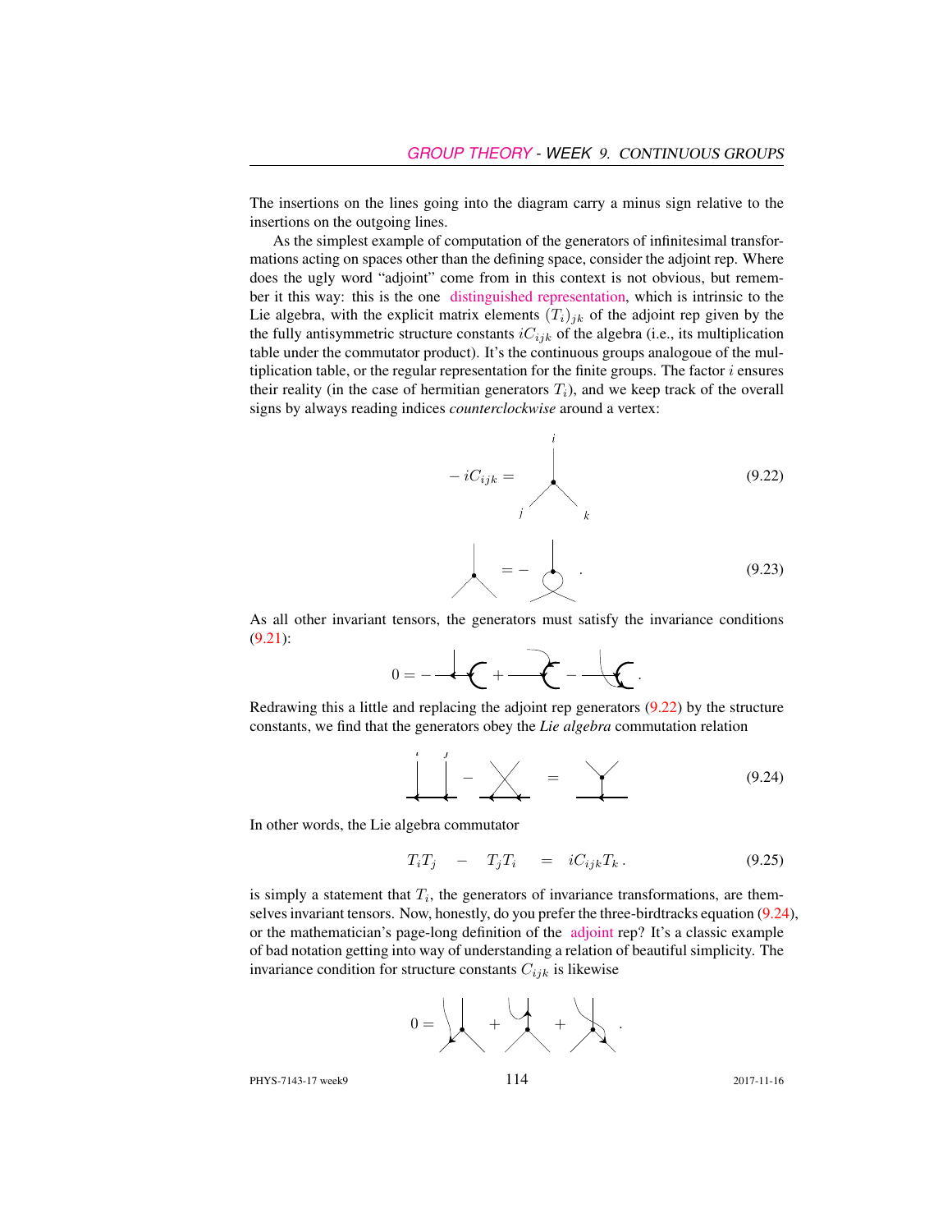The insertions on the lines going into the diagram carry a minus sign relative to the insertions on the outgoing lines.

As the simplest example of computation of the generators of infinitesimal transformations acting on spaces other than the defining space, consider the adjoint rep. Where does the ugly word "adjoint" come from in this context is not obvious, but remember it this way: this is the one distinguished representation, which is intrinsic to the Lie algebra, with the explicit matrix elements $(T_i)_{jk}$ of the adjoint rep given by the the fully antisymmetric structure constants $iC_{ijk}$ of the algebra (i.e., its multiplication table under the commutator product). It's the continuous groups analogoue of the multiplication table, or the regular representation for the finite groups. The factor $i$ ensures their reality (in the case of hermitian generators $T_i$), and we keep track of the overall signs by always reading indices *counterclockwise* around a vertex:

$$-iC_{ijk} = \quad \text{[birdtrack: vertex with legs } i \text{ (top)}, j \text{ (lower left)}, k \text{ (lower right)]} \tag{9.22}$$

$$\text{[vertex]} = - \text{[vertex with crossed lower legs]} \,. \tag{9.23}$$

As all other invariant tensors, the generators must satisfy the invariance conditions (9.21):

$$0 = - \text{[diagram]} + \text{[diagram]} - \text{[diagram]} \,.$$

Redrawing this a little and replacing the adjoint rep generators (9.22) by the structure constants, we find that the generators obey the *Lie algebra* commutation relation

$$\text{[diagram } i\, j\text{]} - \text{[crossed diagram]} = \text{[vertex diagram]} \tag{9.24}$$

In other words, the Lie algebra commutator

$$T_i T_j \quad - \quad T_j T_i \quad = \quad iC_{ijk} T_k \,. \tag{9.25}$$

is simply a statement that $T_i$, the generators of invariance transformations, are themselves invariant tensors. Now, honestly, do you prefer the three-birdtracks equation (9.24), or the mathematician's page-long definition of the adjoint rep? It's a classic example of bad notation getting into way of understanding a relation of beautiful simplicity. The invariance condition for structure constants $C_{ijk}$ is likewise

$$0 = \text{[diagram]} + \text{[diagram]} + \text{[diagram]} \,.$$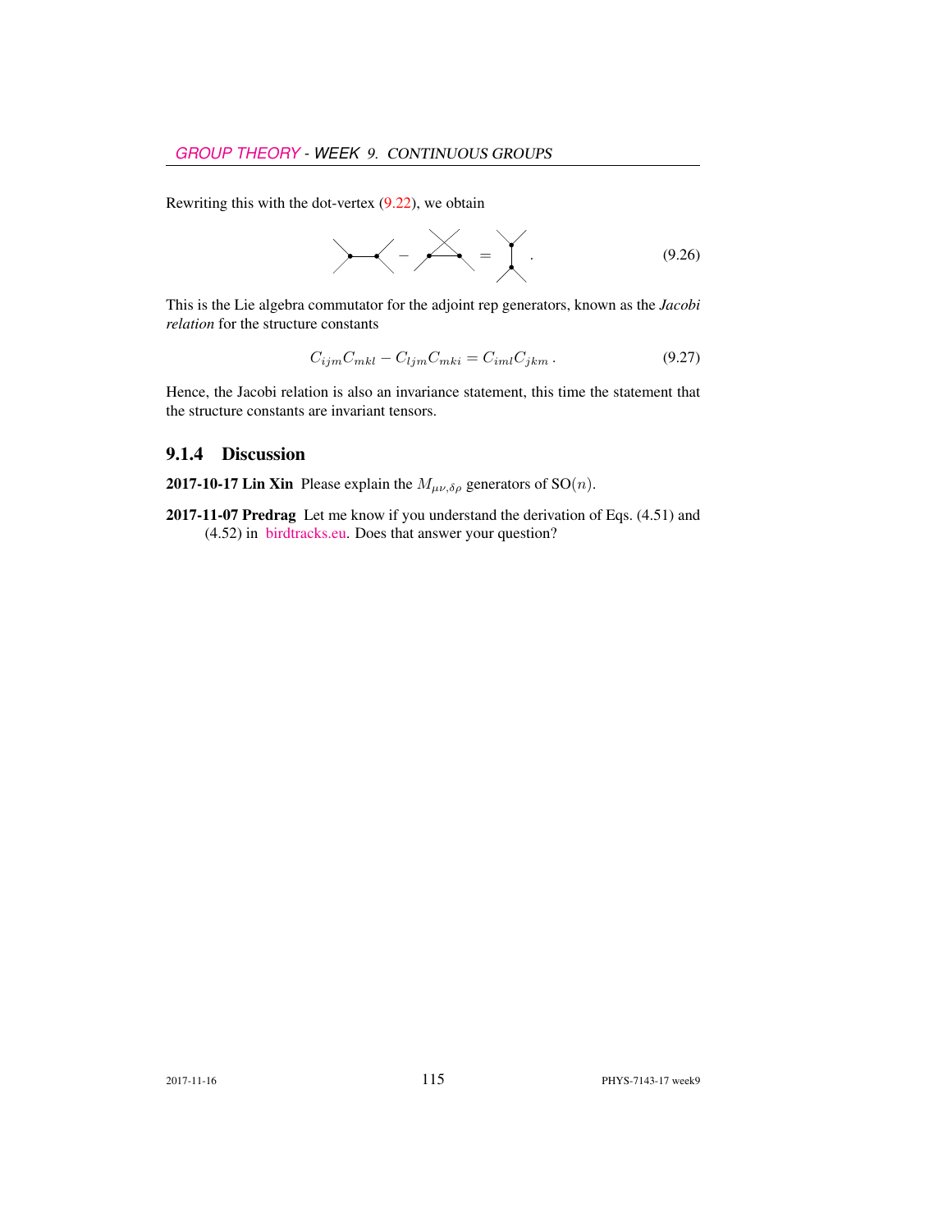Rewriting this with the dot-vertex (9.22), we obtain

$$\text{[birdtrack diagram]} - \text{[birdtrack diagram]} = \text{[birdtrack diagram]}\,. \tag{9.26}$$

This is the Lie algebra commutator for the adjoint rep generators, known as the *Jacobi relation* for the structure constants

$$C_{ijm}C_{mkl} - C_{ljm}C_{mki} = C_{iml}C_{jkm}\,. \tag{9.27}$$

Hence, the Jacobi relation is also an invariance statement, this time the statement that the structure constants are invariant tensors.

### 9.1.4 Discussion

**2017-10-17 Lin Xin** Please explain the $M_{\mu\nu,\delta\rho}$ generators of SO$(n)$.

**2017-11-07 Predrag** Let me know if you understand the derivation of Eqs. (4.51) and (4.52) in birdtracks.eu. Does that answer your question?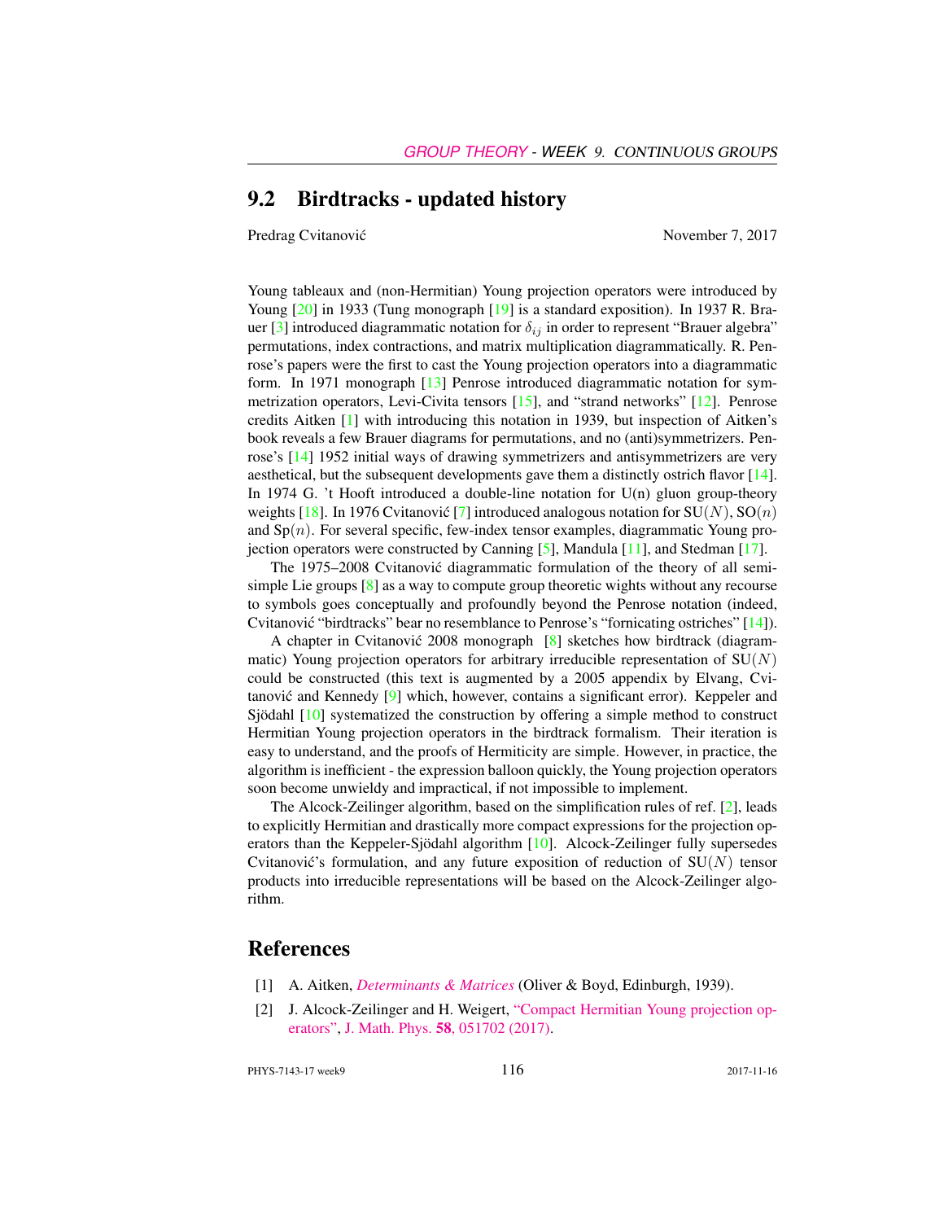## 9.2 Birdtracks - updated history

Predrag Cvitanović November 7, 2017

Young tableaux and (non-Hermitian) Young projection operators were introduced by Young [20] in 1933 (Tung monograph [19] is a standard exposition). In 1937 R. Brauer [3] introduced diagrammatic notation for $\delta_{ij}$ in order to represent "Brauer algebra" permutations, index contractions, and matrix multiplication diagrammatically. R. Penrose's papers were the first to cast the Young projection operators into a diagrammatic form. In 1971 monograph [13] Penrose introduced diagrammatic notation for symmetrization operators, Levi-Civita tensors [15], and "strand networks" [12]. Penrose credits Aitken [1] with introducing this notation in 1939, but inspection of Aitken's book reveals a few Brauer diagrams for permutations, and no (anti)symmetrizers. Penrose's [14] 1952 initial ways of drawing symmetrizers and antisymmetrizers are very aesthetical, but the subsequent developments gave them a distinctly ostrich flavor [14]. In 1974 G. 't Hooft introduced a double-line notation for U(n) gluon group-theory weights [18]. In 1976 Cvitanović [7] introduced analogous notation for SU($N$), SO($n$) and Sp($n$). For several specific, few-index tensor examples, diagrammatic Young projection operators were constructed by Canning [5], Mandula [11], and Stedman [17].

The 1975–2008 Cvitanović diagrammatic formulation of the theory of all semi-simple Lie groups [8] as a way to compute group theoretic wights without any recourse to symbols goes conceptually and profoundly beyond the Penrose notation (indeed, Cvitanović "birdtracks" bear no resemblance to Penrose's "fornicating ostriches" [14]).

A chapter in Cvitanović 2008 monograph [8] sketches how birdtrack (diagrammatic) Young projection operators for arbitrary irreducible representation of SU($N$) could be constructed (this text is augmented by a 2005 appendix by Elvang, Cvitanović and Kennedy [9] which, however, contains a significant error). Keppeler and Sjödahl [10] systematized the construction by offering a simple method to construct Hermitian Young projection operators in the birdtrack formalism. Their iteration is easy to understand, and the proofs of Hermiticity are simple. However, in practice, the algorithm is inefficient - the expression balloon quickly, the Young projection operators soon become unwieldy and impractical, if not impossible to implement.

The Alcock-Zeilinger algorithm, based on the simplification rules of ref. [2], leads to explicitly Hermitian and drastically more compact expressions for the projection operators than the Keppeler-Sjödahl algorithm [10]. Alcock-Zeilinger fully supersedes Cvitanović's formulation, and any future exposition of reduction of SU($N$) tensor products into irreducible representations will be based on the Alcock-Zeilinger algorithm.

## References

[1] A. Aitken, *Determinants & Matrices* (Oliver & Boyd, Edinburgh, 1939).

[2] J. Alcock-Zeilinger and H. Weigert, "Compact Hermitian Young projection operators", J. Math. Phys. **58**, 051702 (2017).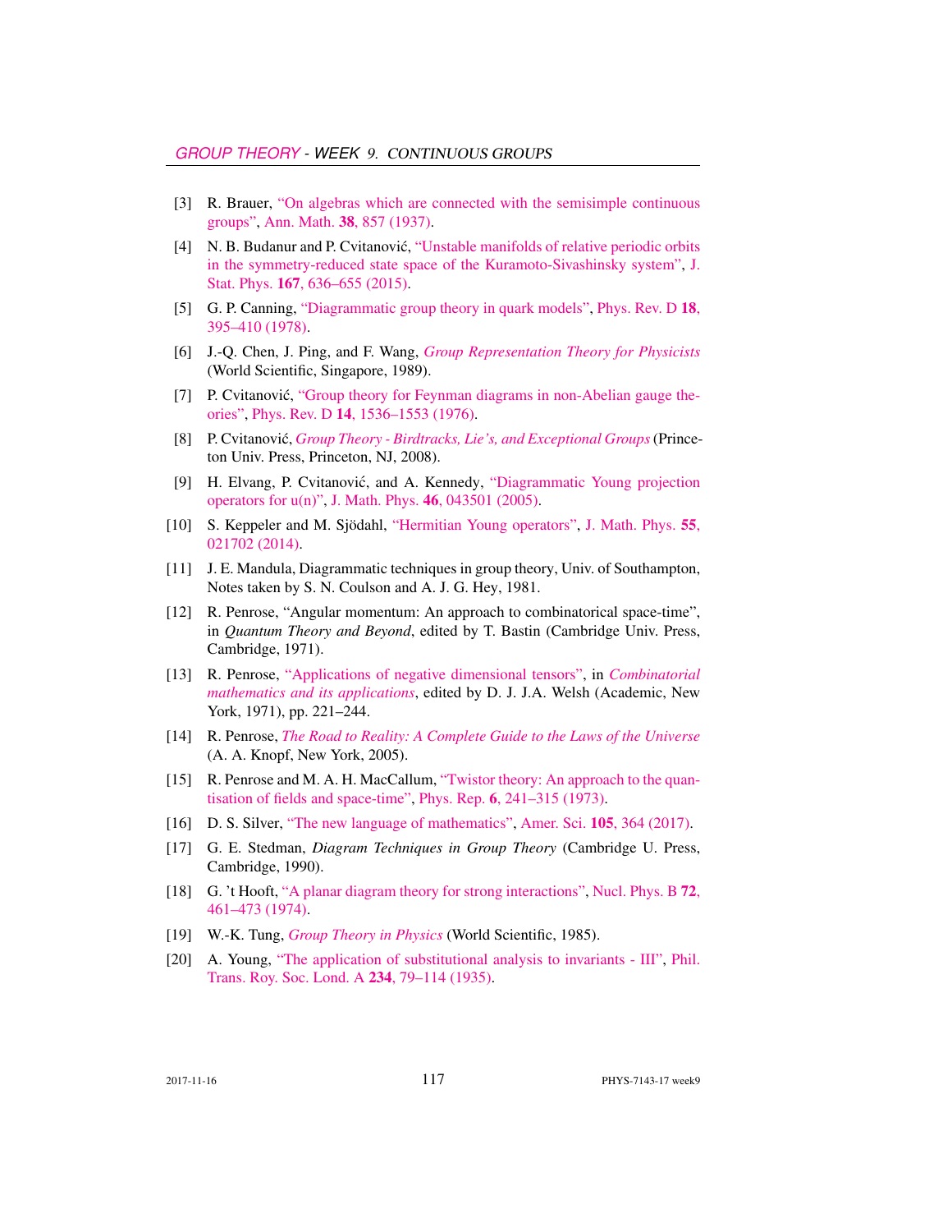[3] R. Brauer, "On algebras which are connected with the semisimple continuous groups", Ann. Math. **38**, 857 (1937).

[4] N. B. Budanur and P. Cvitanović, "Unstable manifolds of relative periodic orbits in the symmetry-reduced state space of the Kuramoto-Sivashinsky system", J. Stat. Phys. **167**, 636–655 (2015).

[5] G. P. Canning, "Diagrammatic group theory in quark models", Phys. Rev. D **18**, 395–410 (1978).

[6] J.-Q. Chen, J. Ping, and F. Wang, *Group Representation Theory for Physicists* (World Scientific, Singapore, 1989).

[7] P. Cvitanović, "Group theory for Feynman diagrams in non-Abelian gauge theories", Phys. Rev. D **14**, 1536–1553 (1976).

[8] P. Cvitanović, *Group Theory - Birdtracks, Lie's, and Exceptional Groups* (Princeton Univ. Press, Princeton, NJ, 2008).

[9] H. Elvang, P. Cvitanović, and A. Kennedy, "Diagrammatic Young projection operators for u(n)", J. Math. Phys. **46**, 043501 (2005).

[10] S. Keppeler and M. Sjödahl, "Hermitian Young operators", J. Math. Phys. **55**, 021702 (2014).

[11] J. E. Mandula, Diagrammatic techniques in group theory, Univ. of Southampton, Notes taken by S. N. Coulson and A. J. G. Hey, 1981.

[12] R. Penrose, "Angular momentum: An approach to combinatorical space-time", in *Quantum Theory and Beyond*, edited by T. Bastin (Cambridge Univ. Press, Cambridge, 1971).

[13] R. Penrose, "Applications of negative dimensional tensors", in *Combinatorial mathematics and its applications*, edited by D. J. J.A. Welsh (Academic, New York, 1971), pp. 221–244.

[14] R. Penrose, *The Road to Reality: A Complete Guide to the Laws of the Universe* (A. A. Knopf, New York, 2005).

[15] R. Penrose and M. A. H. MacCallum, "Twistor theory: An approach to the quantisation of fields and space-time", Phys. Rep. **6**, 241–315 (1973).

[16] D. S. Silver, "The new language of mathematics", Amer. Sci. **105**, 364 (2017).

[17] G. E. Stedman, *Diagram Techniques in Group Theory* (Cambridge U. Press, Cambridge, 1990).

[18] G. 't Hooft, "A planar diagram theory for strong interactions", Nucl. Phys. B **72**, 461–473 (1974).

[19] W.-K. Tung, *Group Theory in Physics* (World Scientific, 1985).

[20] A. Young, "The application of substitutional analysis to invariants - III", Phil. Trans. Roy. Soc. Lond. A **234**, 79–114 (1935).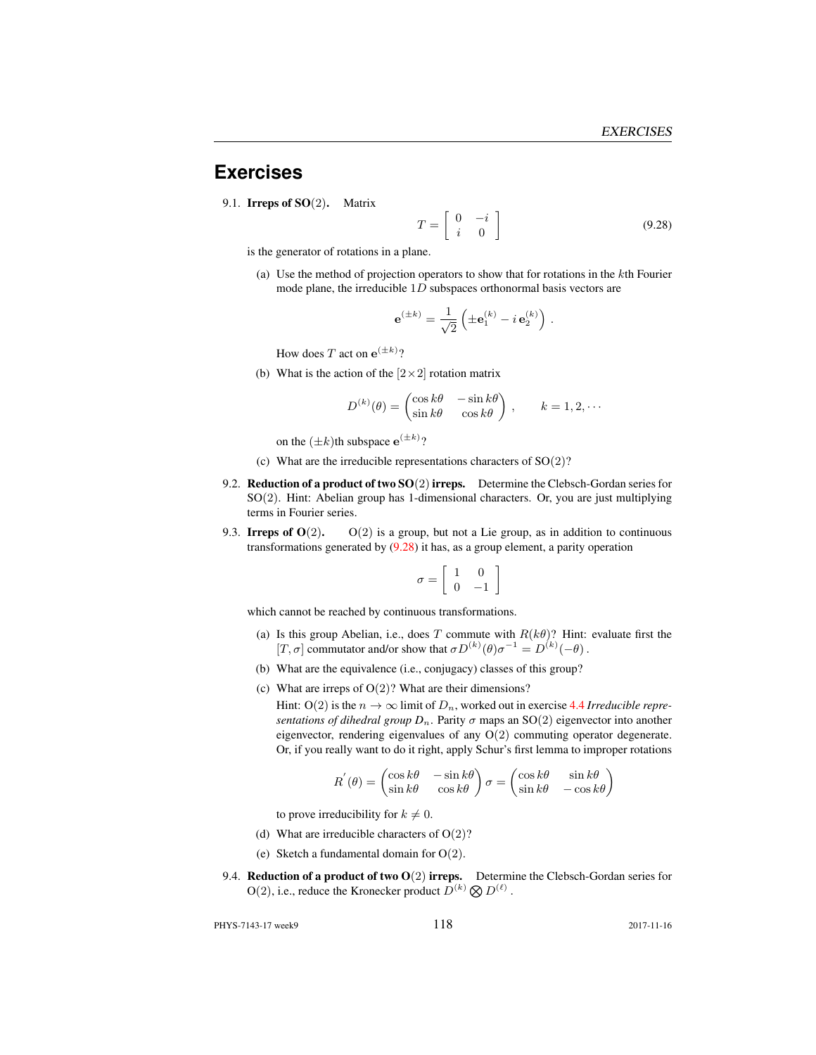# Exercises

9.1. **Irreps of SO(2).** Matrix

$$T = \begin{bmatrix} 0 & -i \\ i & 0 \end{bmatrix} \tag{9.28}$$

is the generator of rotations in a plane.

(a) Use the method of projection operators to show that for rotations in the $k$th Fourier mode plane, the irreducible $1D$ subspaces orthonormal basis vectors are

$$\mathbf{e}^{(\pm k)} = \frac{1}{\sqrt{2}} \left( \pm \mathbf{e}_1^{(k)} - i\, \mathbf{e}_2^{(k)} \right) .$$

How does $T$ act on $\mathbf{e}^{(\pm k)}$?

(b) What is the action of the $[2 \times 2]$ rotation matrix

$$D^{(k)}(\theta) = \begin{pmatrix} \cos k\theta & -\sin k\theta \\ \sin k\theta & \cos k\theta \end{pmatrix} , \qquad k = 1, 2, \cdots$$

on the $(\pm k)$th subspace $\mathbf{e}^{(\pm k)}$?

(c) What are the irreducible representations characters of SO(2)?

9.2. **Reduction of a product of two SO(2) irreps.** Determine the Clebsch-Gordan series for SO(2). Hint: Abelian group has 1-dimensional characters. Or, you are just multiplying terms in Fourier series.

9.3. **Irreps of O(2).** O(2) is a group, but not a Lie group, as in addition to continuous transformations generated by (9.28) it has, as a group element, a parity operation

$$\sigma = \begin{bmatrix} 1 & 0 \\ 0 & -1 \end{bmatrix}$$

which cannot be reached by continuous transformations.

(a) Is this group Abelian, i.e., does $T$ commute with $R(k\theta)$? Hint: evaluate first the $[T, \sigma]$ commutator and/or show that $\sigma D^{(k)}(\theta) \sigma^{-1} = D^{(k)}(-\theta)$ .

(b) What are the equivalence (i.e., conjugacy) classes of this group?

(c) What are irreps of O(2)? What are their dimensions?

Hint: O(2) is the $n \to \infty$ limit of $D_n$, worked out in exercise 4.4 *Irreducible representations of dihedral group $D_n$*. Parity $\sigma$ maps an SO(2) eigenvector into another eigenvector, rendering eigenvalues of any O(2) commuting operator degenerate. Or, if you really want to do it right, apply Schur's first lemma to improper rotations

$$R^{'}(\theta) = \begin{pmatrix} \cos k\theta & -\sin k\theta \\ \sin k\theta & \cos k\theta \end{pmatrix} \sigma = \begin{pmatrix} \cos k\theta & \sin k\theta \\ \sin k\theta & -\cos k\theta \end{pmatrix}$$

to prove irreducibility for $k \neq 0$.

(d) What are irreducible characters of O(2)?

(e) Sketch a fundamental domain for O(2).

9.4. **Reduction of a product of two O(2) irreps.** Determine the Clebsch-Gordan series for O(2), i.e., reduce the Kronecker product $D^{(k)} \otimes D^{(\ell)}$ .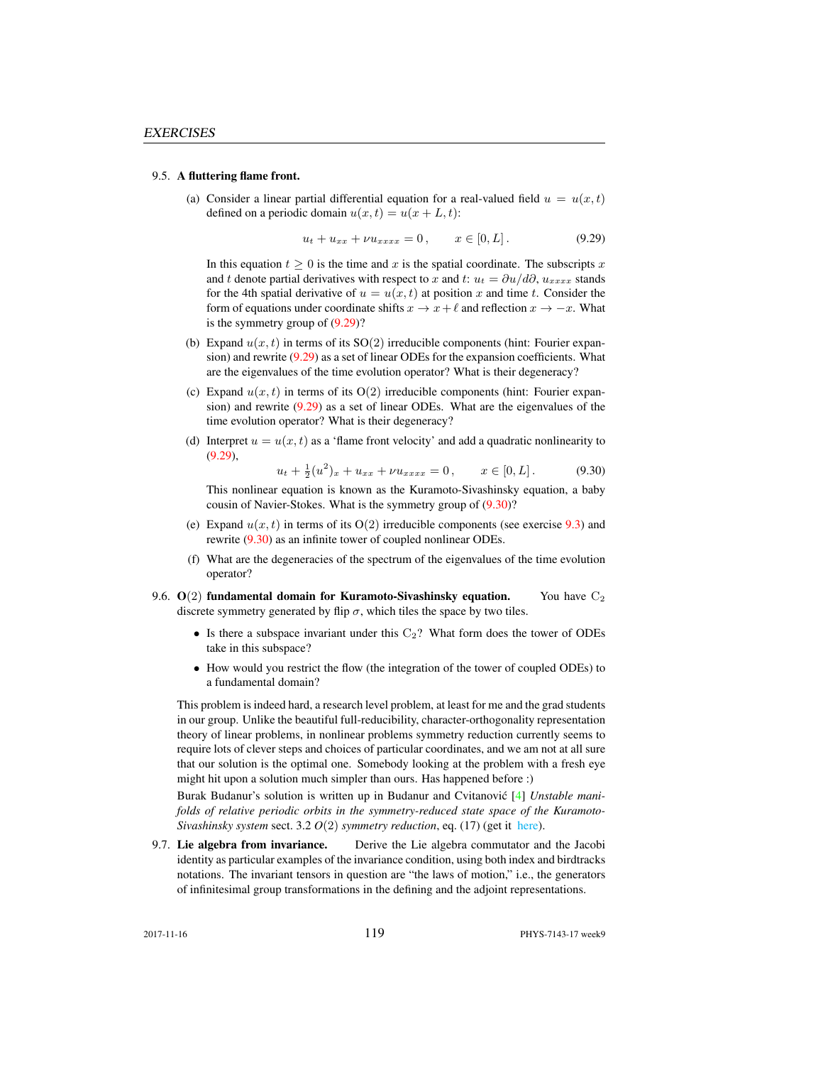9.5. **A fluttering flame front.**

(a) Consider a linear partial differential equation for a real-valued field $u = u(x,t)$ defined on a periodic domain $u(x,t) = u(x+L,t)$:

$$u_t + u_{xx} + \nu u_{xxxx} = 0\,, \qquad x \in [0,L]\,. \tag{9.29}$$

In this equation $t \geq 0$ is the time and $x$ is the spatial coordinate. The subscripts $x$ and $t$ denote partial derivatives with respect to $x$ and $t$: $u_t = \partial u/d\partial$, $u_{xxxx}$ stands for the 4th spatial derivative of $u = u(x,t)$ at position $x$ and time $t$. Consider the form of equations under coordinate shifts $x \to x + \ell$ and reflection $x \to -x$. What is the symmetry group of (9.29)?

(b) Expand $u(x,t)$ in terms of its SO(2) irreducible components (hint: Fourier expansion) and rewrite (9.29) as a set of linear ODEs for the expansion coefficients. What are the eigenvalues of the time evolution operator? What is their degeneracy?

(c) Expand $u(x,t)$ in terms of its O(2) irreducible components (hint: Fourier expansion) and rewrite (9.29) as a set of linear ODEs. What are the eigenvalues of the time evolution operator? What is their degeneracy?

(d) Interpret $u = u(x,t)$ as a 'flame front velocity' and add a quadratic nonlinearity to (9.29),

$$u_t + \tfrac{1}{2}(u^2)_x + u_{xx} + \nu u_{xxxx} = 0\,, \qquad x \in [0,L]\,. \tag{9.30}$$

This nonlinear equation is known as the Kuramoto-Sivashinsky equation, a baby cousin of Navier-Stokes. What is the symmetry group of (9.30)?

(e) Expand $u(x,t)$ in terms of its O(2) irreducible components (see exercise 9.3) and rewrite (9.30) as an infinite tower of coupled nonlinear ODEs.

(f) What are the degeneracies of the spectrum of the eigenvalues of the time evolution operator?

9.6. **O(2) fundamental domain for Kuramoto-Sivashinsky equation.** You have $C_2$ discrete symmetry generated by flip $\sigma$, which tiles the space by two tiles.

- Is there a subspace invariant under this $C_2$? What form does the tower of ODEs take in this subspace?
- How would you restrict the flow (the integration of the tower of coupled ODEs) to a fundamental domain?

This problem is indeed hard, a research level problem, at least for me and the grad students in our group. Unlike the beautiful full-reducibility, character-orthogonality representation theory of linear problems, in nonlinear problems symmetry reduction currently seems to require lots of clever steps and choices of particular coordinates, and we am not at all sure that our solution is the optimal one. Somebody looking at the problem with a fresh eye might hit upon a solution much simpler than ours. Has happened before :)

Burak Budanur's solution is written up in Budanur and Cvitanović [4] *Unstable manifolds of relative periodic orbits in the symmetry-reduced state space of the Kuramoto-Sivashinsky system* sect. 3.2 *O(2) symmetry reduction*, eq. (17) (get it here).

9.7. **Lie algebra from invariance.** Derive the Lie algebra commutator and the Jacobi identity as particular examples of the invariance condition, using both index and birdtracks notations. The invariant tensors in question are "the laws of motion," i.e., the generators of infinitesimal group transformations in the defining and the adjoint representations.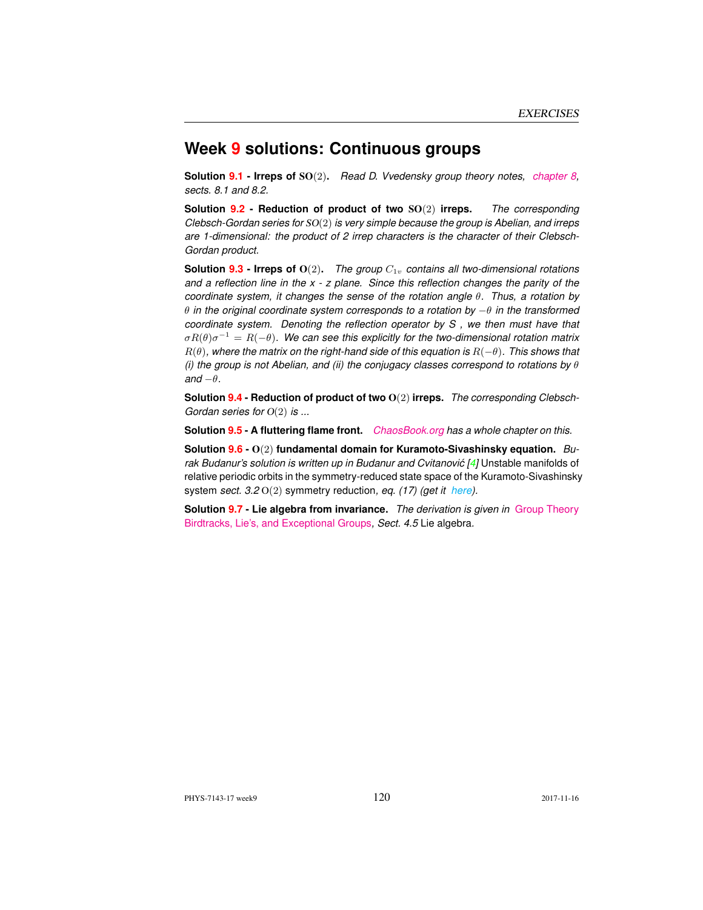## Week 9 solutions: Continuous groups

**Solution 9.1 - Irreps of $\mathrm{SO}(2)$.** *Read D. Vvedensky group theory notes, chapter 8, sects. 8.1 and 8.2.*

**Solution 9.2 - Reduction of product of two $\mathrm{SO}(2)$ irreps.** *The corresponding Clebsch-Gordan series for $SO(2)$ is very simple because the group is Abelian, and irreps are 1-dimensional: the product of 2 irrep characters is the character of their Clebsch-Gordan product.*

**Solution 9.3 - Irreps of $\mathrm{O}(2)$.** *The group $C_{1v}$ contains all two-dimensional rotations and a reflection line in the x - z plane. Since this reflection changes the parity of the coordinate system, it changes the sense of the rotation angle $\theta$. Thus, a rotation by $\theta$ in the original coordinate system corresponds to a rotation by $-\theta$ in the transformed coordinate system. Denoting the reflection operator by S , we then must have that $\sigma R(\theta)\sigma^{-1} = R(-\theta)$. We can see this explicitly for the two-dimensional rotation matrix $R(\theta)$, where the matrix on the right-hand side of this equation is $R(-\theta)$. This shows that (i) the group is not Abelian, and (ii) the conjugacy classes correspond to rotations by $\theta$ and $-\theta$.*

**Solution 9.4 - Reduction of product of two $\mathrm{O}(2)$ irreps.** *The corresponding Clebsch-Gordan series for $O(2)$ is ...*

**Solution 9.5 - A fluttering flame front.** *ChaosBook.org has a whole chapter on this.*

**Solution 9.6 - $\mathrm{O}(2)$ fundamental domain for Kuramoto-Sivashinsky equation.** *Burak Budanur's solution is written up in Budanur and Cvitanović [4]* Unstable manifolds of relative periodic orbits in the symmetry-reduced state space of the Kuramoto-Sivashinsky system *sect. 3.2* $\mathrm{O}(2)$ symmetry reduction, *eq. (17) (get it here).*

**Solution 9.7 - Lie algebra from invariance.** *The derivation is given in* Group Theory Birdtracks, Lie's, and Exceptional Groups*, Sect. 4.5* Lie algebra*.*